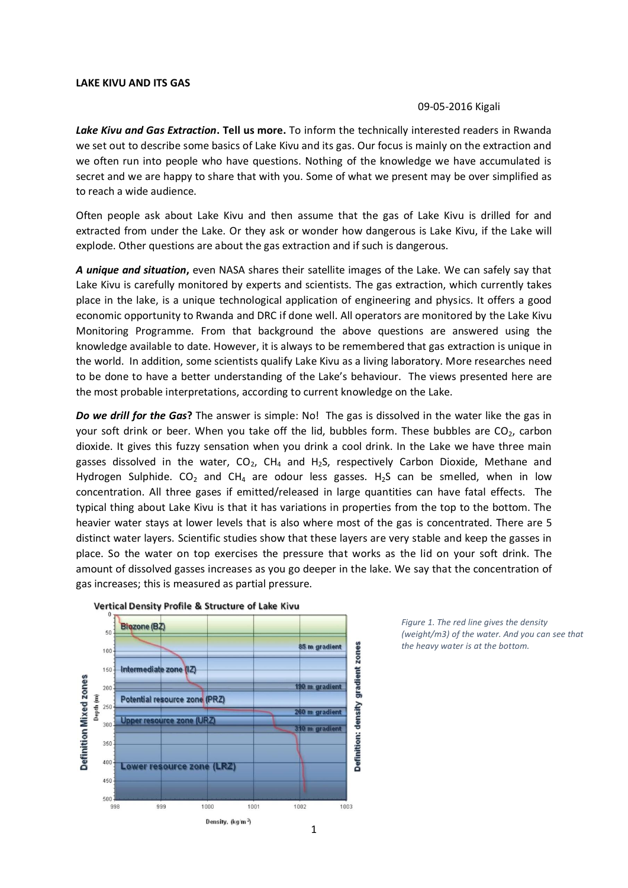**LAKE KIVU AND ITS GAS**

09-05-2016 Kigali

***Lake Kivu and Gas Extraction*. Tell us more.** To inform the technically interested readers in Rwanda we set out to describe some basics of Lake Kivu and its gas. Our focus is mainly on the extraction and we often run into people who have questions. Nothing of the knowledge we have accumulated is secret and we are happy to share that with you. Some of what we present may be over simplified as to reach a wide audience.

Often people ask about Lake Kivu and then assume that the gas of Lake Kivu is drilled for and extracted from under the Lake. Or they ask or wonder how dangerous is Lake Kivu, if the Lake will explode. Other questions are about the gas extraction and if such is dangerous.

***A unique and situation*,** even NASA shares their satellite images of the Lake. We can safely say that Lake Kivu is carefully monitored by experts and scientists. The gas extraction, which currently takes place in the lake, is a unique technological application of engineering and physics. It offers a good economic opportunity to Rwanda and DRC if done well. All operators are monitored by the Lake Kivu Monitoring Programme. From that background the above questions are answered using the knowledge available to date. However, it is always to be remembered that gas extraction is unique in the world. In addition, some scientists qualify Lake Kivu as a living laboratory. More researches need to be done to have a better understanding of the Lake's behaviour. The views presented here are the most probable interpretations, according to current knowledge on the Lake.

***Do we drill for the Gas*?** The answer is simple: No! The gas is dissolved in the water like the gas in your soft drink or beer. When you take off the lid, bubbles form. These bubbles are $CO_2$, carbon dioxide. It gives this fuzzy sensation when you drink a cool drink. In the Lake we have three main gasses dissolved in the water, $CO_2$, $CH_4$ and $H_2S$, respectively Carbon Dioxide, Methane and Hydrogen Sulphide. $CO_2$ and $CH_4$ are odour less gasses. $H_2S$ can be smelled, when in low concentration. All three gases if emitted/released in large quantities can have fatal effects. The typical thing about Lake Kivu is that it has variations in properties from the top to the bottom. The heavier water stays at lower levels that is also where most of the gas is concentrated. There are 5 distinct water layers. Scientific studies show that these layers are very stable and keep the gasses in place. So the water on top exercises the pressure that works as the lid on your soft drink. The amount of dissolved gasses increases as you go deeper in the lake. We say that the concentration of gas increases; this is measured as partial pressure.

*Figure 1. The red line gives the density (weight/m3) of the water. And you can see that the heavy water is at the bottom.*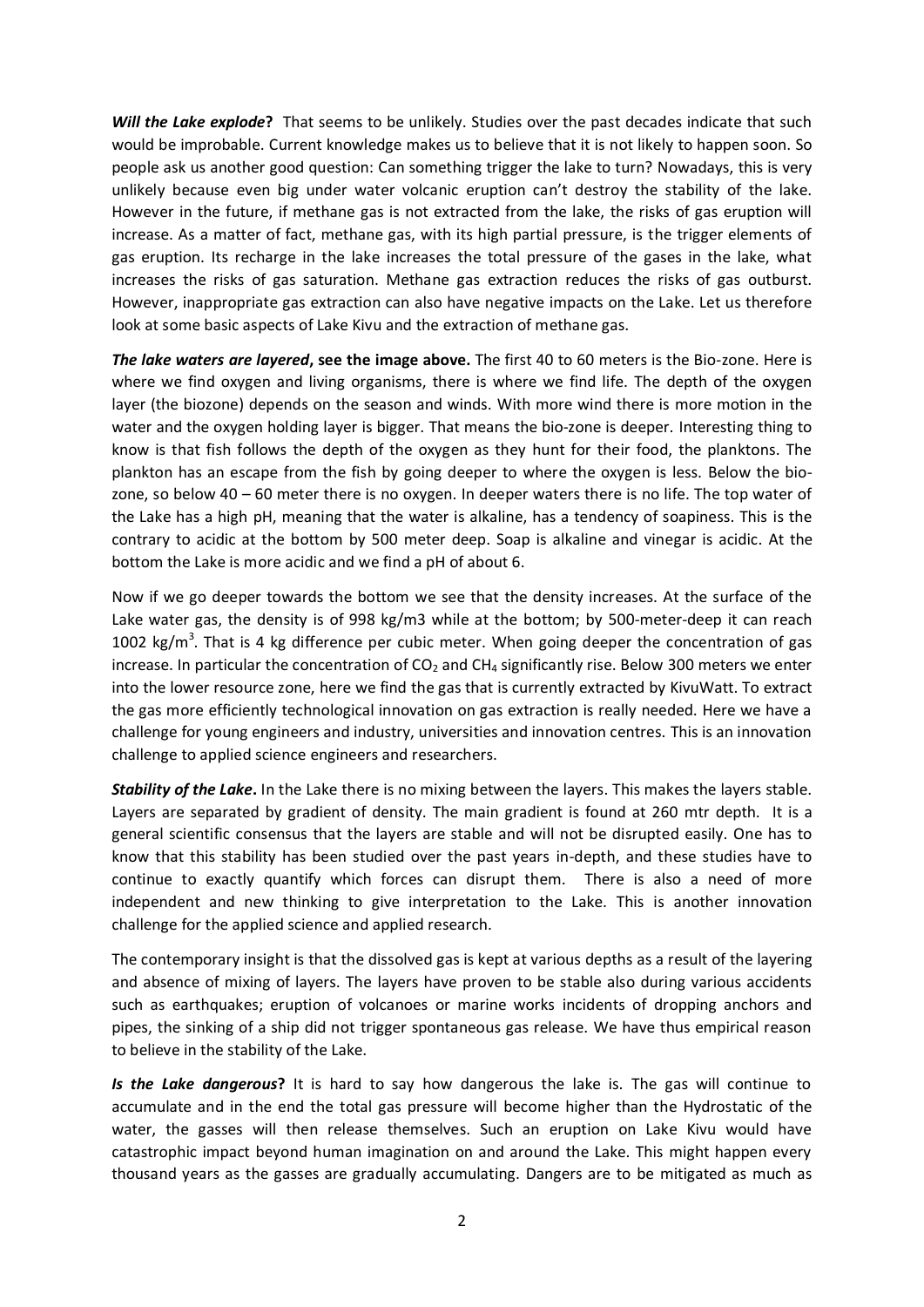***Will the Lake explode*?** That seems to be unlikely. Studies over the past decades indicate that such would be improbable. Current knowledge makes us to believe that it is not likely to happen soon. So people ask us another good question: Can something trigger the lake to turn? Nowadays, this is very unlikely because even big under water volcanic eruption can't destroy the stability of the lake. However in the future, if methane gas is not extracted from the lake, the risks of gas eruption will increase. As a matter of fact, methane gas, with its high partial pressure, is the trigger elements of gas eruption. Its recharge in the lake increases the total pressure of the gases in the lake, what increases the risks of gas saturation. Methane gas extraction reduces the risks of gas outburst. However, inappropriate gas extraction can also have negative impacts on the Lake. Let us therefore look at some basic aspects of Lake Kivu and the extraction of methane gas.

***The lake waters are layered*, see the image above.** The first 40 to 60 meters is the Bio-zone. Here is where we find oxygen and living organisms, there is where we find life. The depth of the oxygen layer (the biozone) depends on the season and winds. With more wind there is more motion in the water and the oxygen holding layer is bigger. That means the bio-zone is deeper. Interesting thing to know is that fish follows the depth of the oxygen as they hunt for their food, the planktons. The plankton has an escape from the fish by going deeper to where the oxygen is less. Below the bio-zone, so below 40 – 60 meter there is no oxygen. In deeper waters there is no life. The top water of the Lake has a high pH, meaning that the water is alkaline, has a tendency of soapiness. This is the contrary to acidic at the bottom by 500 meter deep. Soap is alkaline and vinegar is acidic. At the bottom the Lake is more acidic and we find a pH of about 6.

Now if we go deeper towards the bottom we see that the density increases. At the surface of the Lake water gas, the density is of 998 kg/m3 while at the bottom; by 500-meter-deep it can reach 1002 kg/m$^3$. That is 4 kg difference per cubic meter. When going deeper the concentration of gas increase. In particular the concentration of $CO_2$ and $CH_4$ significantly rise. Below 300 meters we enter into the lower resource zone, here we find the gas that is currently extracted by KivuWatt. To extract the gas more efficiently technological innovation on gas extraction is really needed. Here we have a challenge for young engineers and industry, universities and innovation centres. This is an innovation challenge to applied science engineers and researchers.

***Stability of the Lake*.** In the Lake there is no mixing between the layers. This makes the layers stable. Layers are separated by gradient of density. The main gradient is found at 260 mtr depth. It is a general scientific consensus that the layers are stable and will not be disrupted easily. One has to know that this stability has been studied over the past years in-depth, and these studies have to continue to exactly quantify which forces can disrupt them. There is also a need of more independent and new thinking to give interpretation to the Lake. This is another innovation challenge for the applied science and applied research.

The contemporary insight is that the dissolved gas is kept at various depths as a result of the layering and absence of mixing of layers. The layers have proven to be stable also during various accidents such as earthquakes; eruption of volcanoes or marine works incidents of dropping anchors and pipes, the sinking of a ship did not trigger spontaneous gas release. We have thus empirical reason to believe in the stability of the Lake.

***Is the Lake dangerous*?** It is hard to say how dangerous the lake is. The gas will continue to accumulate and in the end the total gas pressure will become higher than the Hydrostatic of the water, the gasses will then release themselves. Such an eruption on Lake Kivu would have catastrophic impact beyond human imagination on and around the Lake. This might happen every thousand years as the gasses are gradually accumulating. Dangers are to be mitigated as much as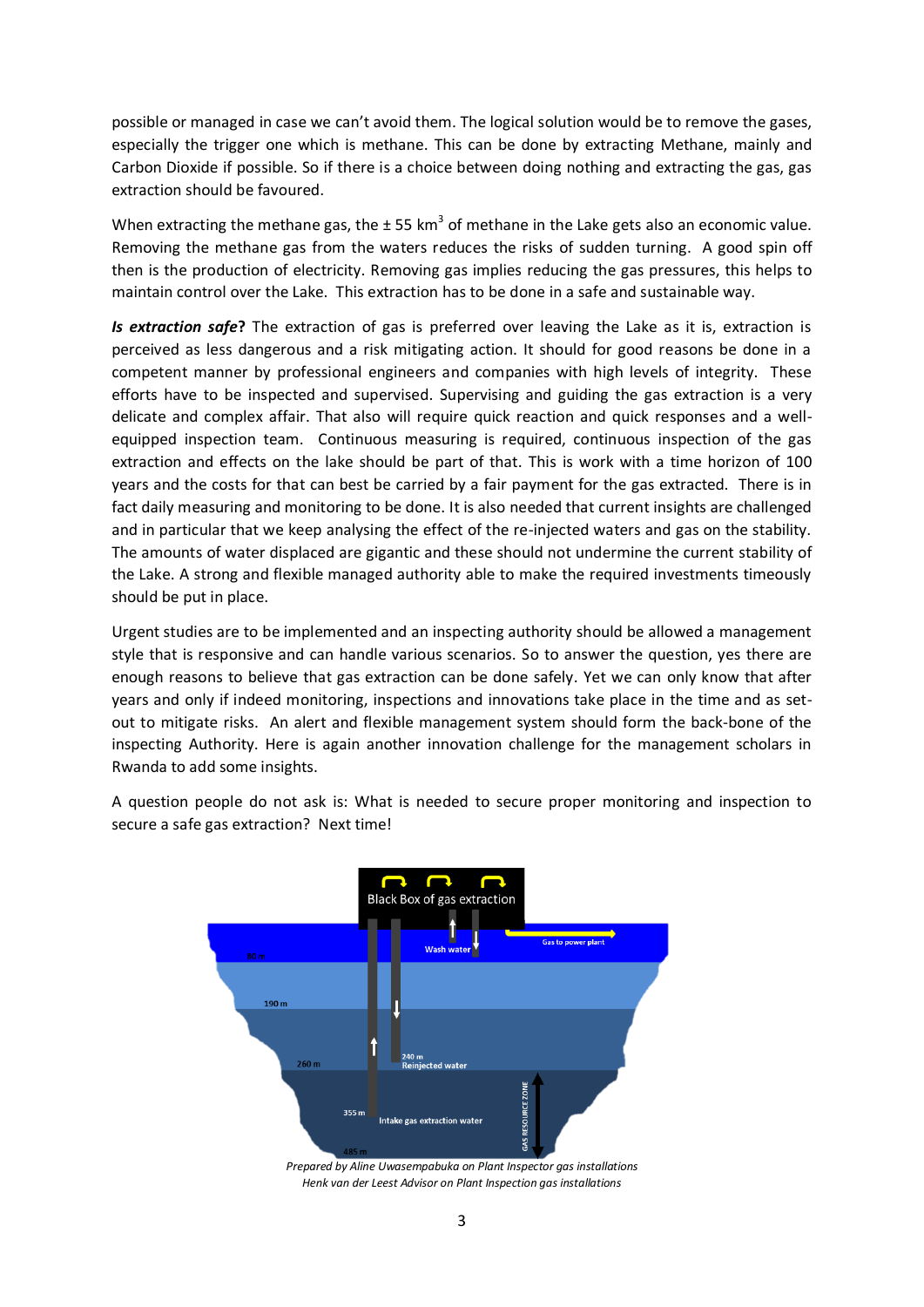possible or managed in case we can't avoid them. The logical solution would be to remove the gases, especially the trigger one which is methane. This can be done by extracting Methane, mainly and Carbon Dioxide if possible. So if there is a choice between doing nothing and extracting the gas, gas extraction should be favoured.

When extracting the methane gas, the ± 55 km$^3$ of methane in the Lake gets also an economic value. Removing the methane gas from the waters reduces the risks of sudden turning. A good spin off then is the production of electricity. Removing gas implies reducing the gas pressures, this helps to maintain control over the Lake. This extraction has to be done in a safe and sustainable way.

***Is extraction safe*?** The extraction of gas is preferred over leaving the Lake as it is, extraction is perceived as less dangerous and a risk mitigating action. It should for good reasons be done in a competent manner by professional engineers and companies with high levels of integrity. These efforts have to be inspected and supervised. Supervising and guiding the gas extraction is a very delicate and complex affair. That also will require quick reaction and quick responses and a well-equipped inspection team. Continuous measuring is required, continuous inspection of the gas extraction and effects on the lake should be part of that. This is work with a time horizon of 100 years and the costs for that can best be carried by a fair payment for the gas extracted. There is in fact daily measuring and monitoring to be done. It is also needed that current insights are challenged and in particular that we keep analysing the effect of the re-injected waters and gas on the stability. The amounts of water displaced are gigantic and these should not undermine the current stability of the Lake. A strong and flexible managed authority able to make the required investments timeously should be put in place.

Urgent studies are to be implemented and an inspecting authority should be allowed a management style that is responsive and can handle various scenarios. So to answer the question, yes there are enough reasons to believe that gas extraction can be done safely. Yet we can only know that after years and only if indeed monitoring, inspections and innovations take place in the time and as set-out to mitigate risks. An alert and flexible management system should form the back-bone of the inspecting Authority. Here is again another innovation challenge for the management scholars in Rwanda to add some insights.

A question people do not ask is: What is needed to secure proper monitoring and inspection to secure a safe gas extraction? Next time!

Black Box of gas extraction

Wash water

Gas to power plant

80 m

190 m

240 m
Reinjected water

260 m

355 m

Intake gas extraction water

GAS RESOURCE ZONE

485 m

*Prepared by Aline Uwasempabuka on Plant Inspector gas installations*
*Henk van der Leest Advisor on Plant Inspection gas installations*